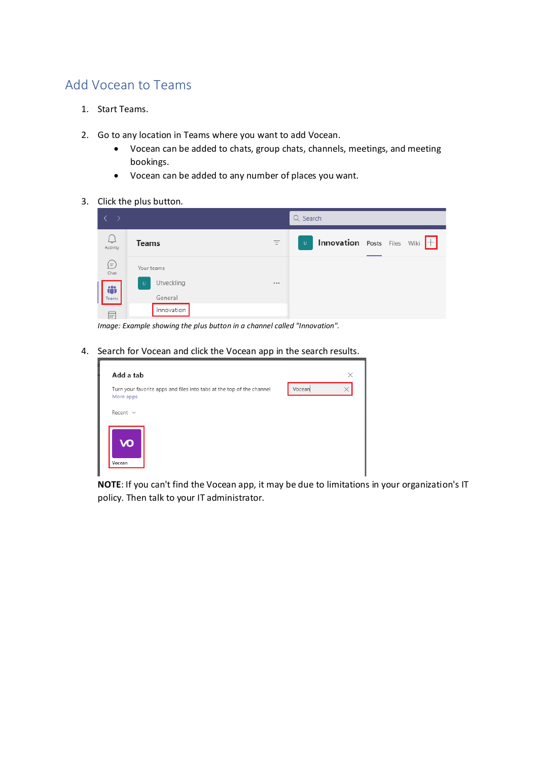## Add Vocean to Teams

1. Start Teams.

2. Go to any location in Teams where you want to add Vocean.
   - Vocean can be added to chats, group chats, channels, meetings, and meeting bookings.
   - Vocean can be added to any number of places you want.

3. Click the plus button.

   *Image: Example showing the plus button in a channel called "Innovation".*

4. Search for Vocean and click the Vocean app in the search results.

   **NOTE**: If you can't find the Vocean app, it may be due to limitations in your organization's IT policy. Then talk to your IT administrator.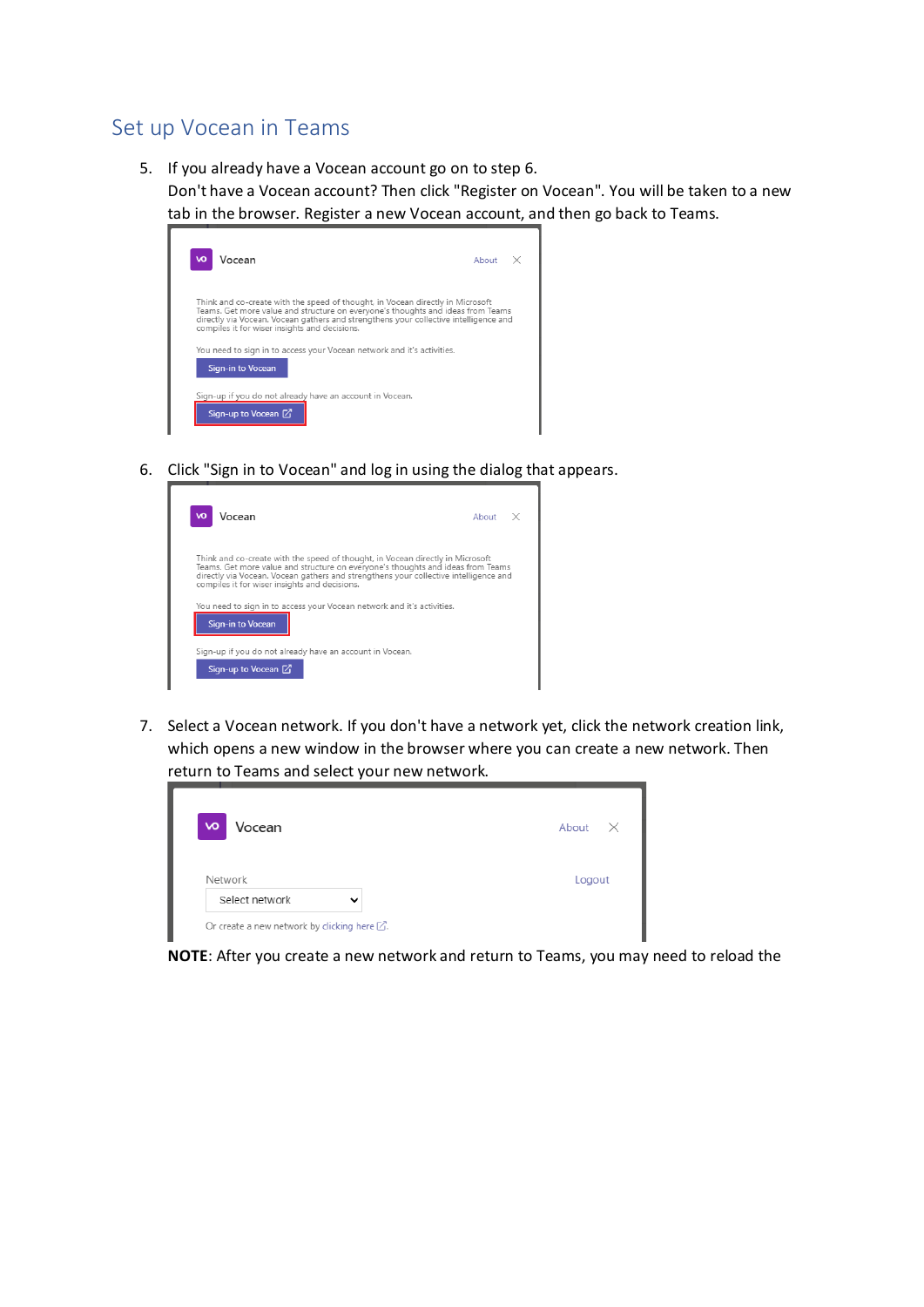## Set up Vocean in Teams

5. If you already have a Vocean account go on to step 6.
   Don't have a Vocean account? Then click "Register on Vocean". You will be taken to a new tab in the browser. Register a new Vocean account, and then go back to Teams.

6. Click "Sign in to Vocean" and log in using the dialog that appears.

7. Select a Vocean network. If you don't have a network yet, click the network creation link, which opens a new window in the browser where you can create a new network. Then return to Teams and select your new network.

   **NOTE**: After you create a new network and return to Teams, you may need to reload the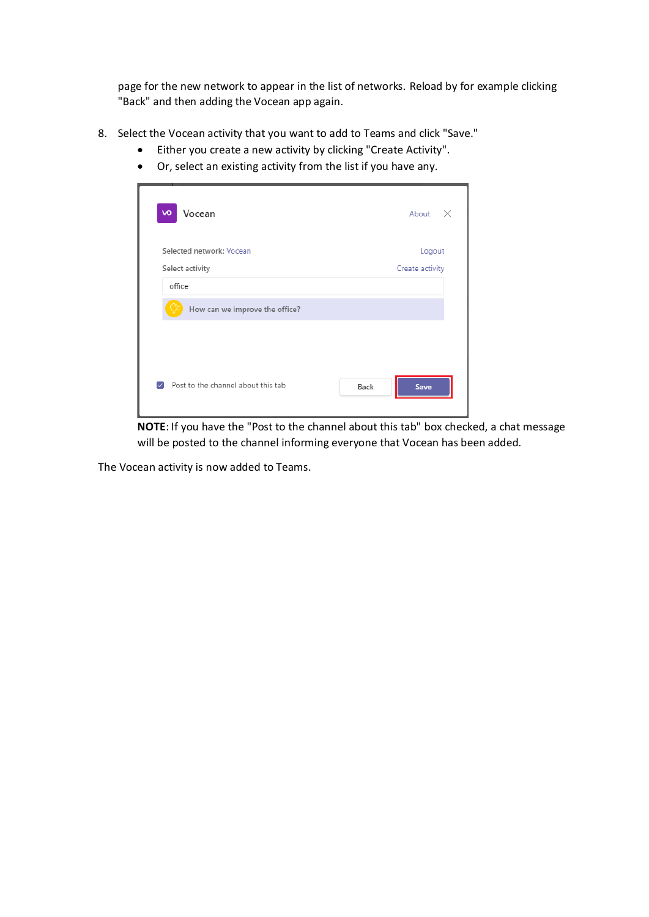page for the new network to appear in the list of networks. Reload by for example clicking "Back" and then adding the Vocean app again.

8. Select the Vocean activity that you want to add to Teams and click "Save."
   - Either you create a new activity by clicking "Create Activity".
   - Or, select an existing activity from the list if you have any.

**NOTE**: If you have the "Post to the channel about this tab" box checked, a chat message will be posted to the channel informing everyone that Vocean has been added.

The Vocean activity is now added to Teams.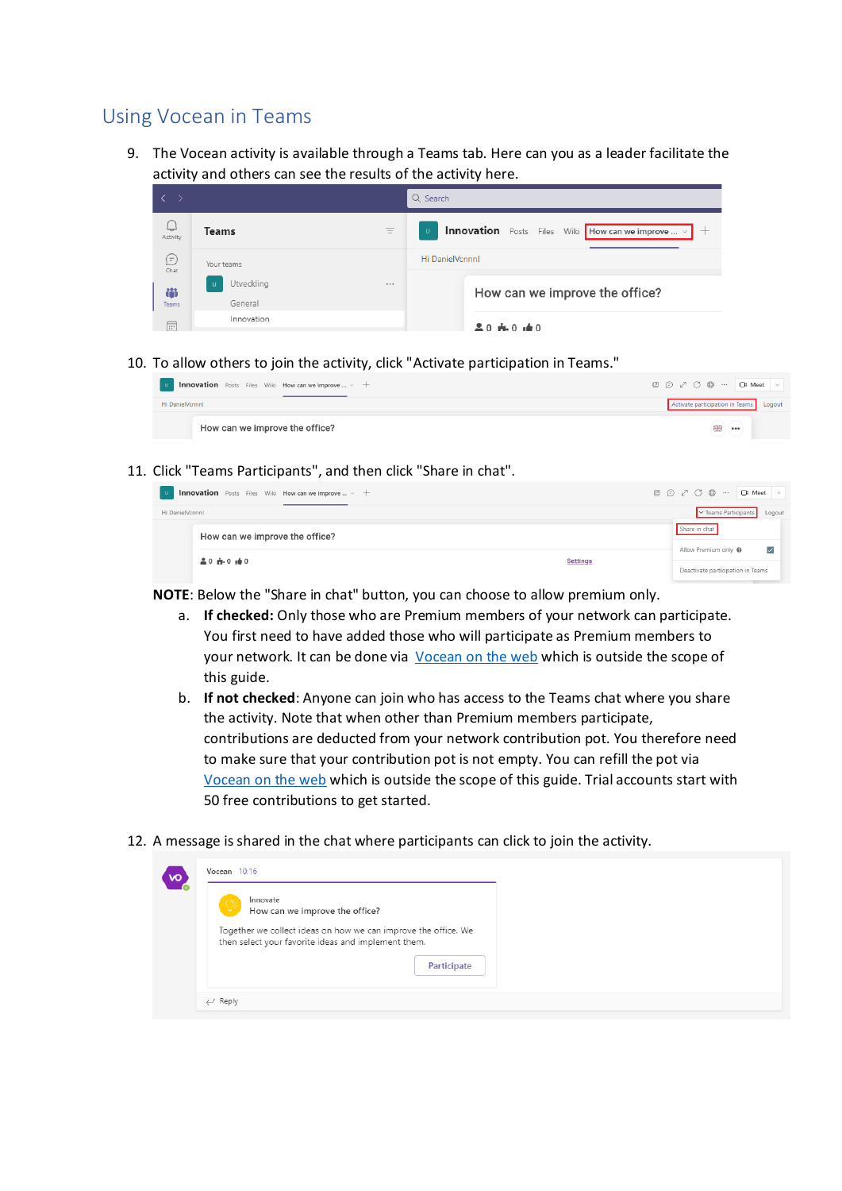## Using Vocean in Teams

9. The Vocean activity is available through a Teams tab. Here can you as a leader facilitate the activity and others can see the results of the activity here.

10. To allow others to join the activity, click "Activate participation in Teams."

11. Click "Teams Participants", and then click "Share in chat".

    **NOTE**: Below the "Share in chat" button, you can choose to allow premium only.

    a. **If checked:** Only those who are Premium members of your network can participate. You first need to have added those who will participate as Premium members to your network. It can be done via [Vocean on the web] which is outside the scope of this guide.

    b. **If not checked**: Anyone can join who has access to the Teams chat where you share the activity. Note that when other than Premium members participate, contributions are deducted from your network contribution pot. You therefore need to make sure that your contribution pot is not empty. You can refill the pot via [Vocean on the web] which is outside the scope of this guide. Trial accounts start with 50 free contributions to get started.

12. A message is shared in the chat where participants can click to join the activity.